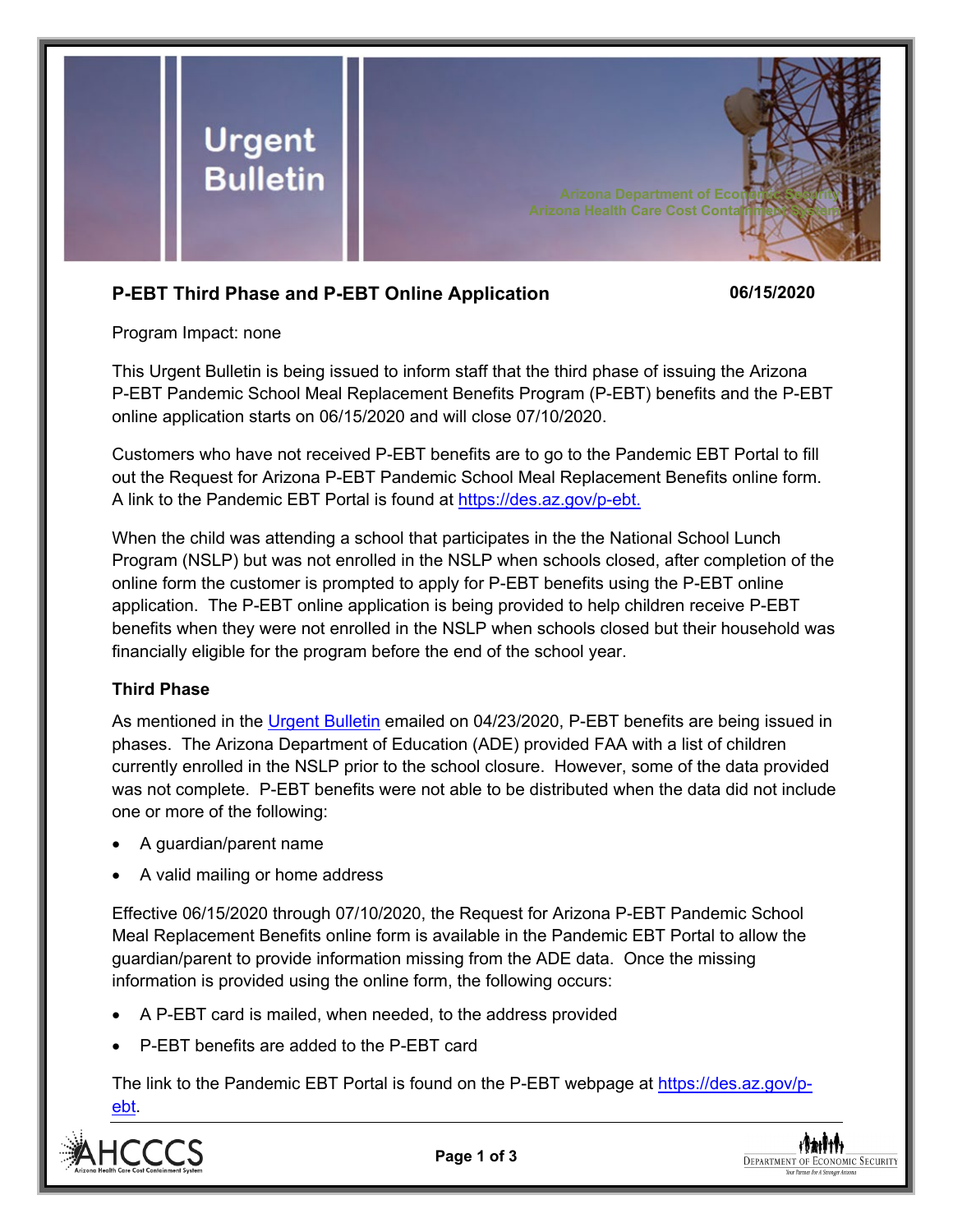# Urgent Bulletin

Arizona Department of Economic Security
Arizona Health Care Cost Containment System

## P-EBT Third Phase and P-EBT Online Application

**06/15/2020**

Program Impact: none

This Urgent Bulletin is being issued to inform staff that the third phase of issuing the Arizona P-EBT Pandemic School Meal Replacement Benefits Program (P-EBT) benefits and the P-EBT online application starts on 06/15/2020 and will close 07/10/2020.

Customers who have not received P-EBT benefits are to go to the Pandemic EBT Portal to fill out the Request for Arizona P-EBT Pandemic School Meal Replacement Benefits online form. A link to the Pandemic EBT Portal is found at [https://des.az.gov/p-ebt.](https://des.az.gov/p-ebt)

When the child was attending a school that participates in the the National School Lunch Program (NSLP) but was not enrolled in the NSLP when schools closed, after completion of the online form the customer is prompted to apply for P-EBT benefits using the P-EBT online application. The P-EBT online application is being provided to help children receive P-EBT benefits when they were not enrolled in the NSLP when schools closed but their household was financially eligible for the program before the end of the school year.

### Third Phase

As mentioned in the Urgent Bulletin emailed on 04/23/2020, P-EBT benefits are being issued in phases. The Arizona Department of Education (ADE) provided FAA with a list of children currently enrolled in the NSLP prior to the school closure. However, some of the data provided was not complete. P-EBT benefits were not able to be distributed when the data did not include one or more of the following:

- A guardian/parent name
- A valid mailing or home address

Effective 06/15/2020 through 07/10/2020, the Request for Arizona P-EBT Pandemic School Meal Replacement Benefits online form is available in the Pandemic EBT Portal to allow the guardian/parent to provide information missing from the ADE data. Once the missing information is provided using the online form, the following occurs:

- A P-EBT card is mailed, when needed, to the address provided
- P-EBT benefits are added to the P-EBT card

The link to the Pandemic EBT Portal is found on the P-EBT webpage at [https://des.az.gov/p-ebt](https://des.az.gov/p-ebt).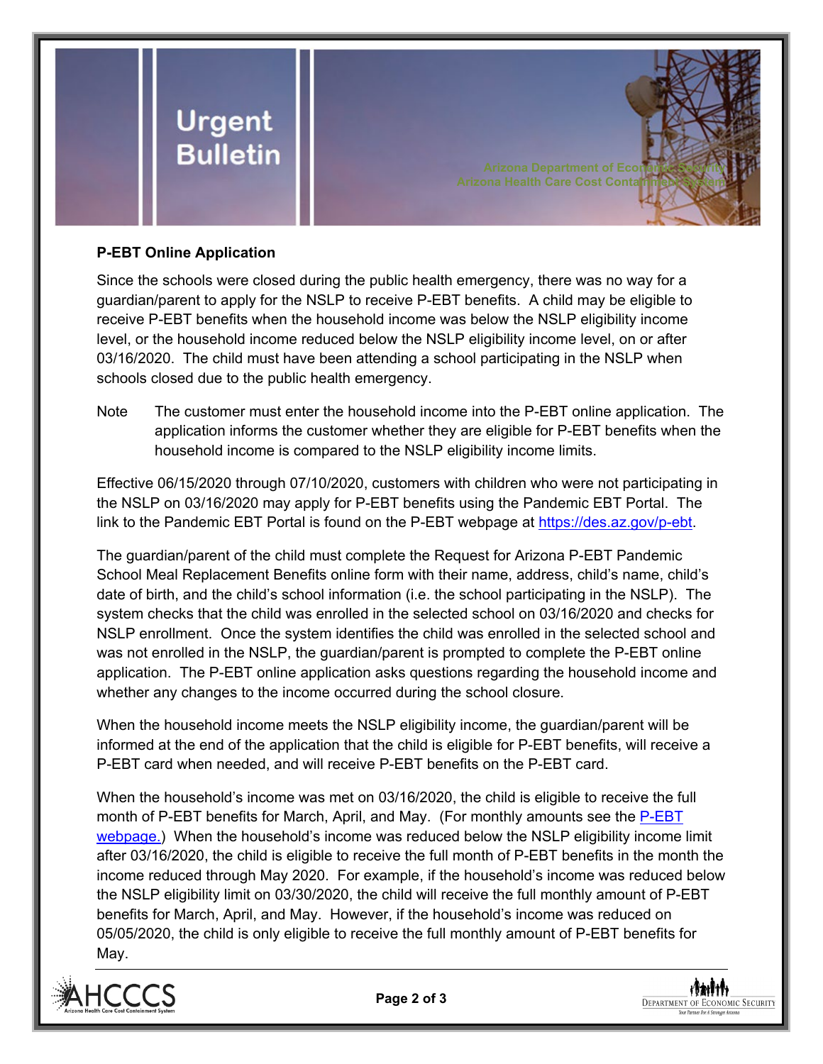### P-EBT Online Application

Since the schools were closed during the public health emergency, there was no way for a guardian/parent to apply for the NSLP to receive P-EBT benefits. A child may be eligible to receive P-EBT benefits when the household income was below the NSLP eligibility income level, or the household income reduced below the NSLP eligibility income level, on or after 03/16/2020. The child must have been attending a school participating in the NSLP when schools closed due to the public health emergency.

Note — The customer must enter the household income into the P-EBT online application. The application informs the customer whether they are eligible for P-EBT benefits when the household income is compared to the NSLP eligibility income limits.

Effective 06/15/2020 through 07/10/2020, customers with children who were not participating in the NSLP on 03/16/2020 may apply for P-EBT benefits using the Pandemic EBT Portal. The link to the Pandemic EBT Portal is found on the P-EBT webpage at [https://des.az.gov/p-ebt](https://des.az.gov/p-ebt).

The guardian/parent of the child must complete the Request for Arizona P-EBT Pandemic School Meal Replacement Benefits online form with their name, address, child's name, child's date of birth, and the child's school information (i.e. the school participating in the NSLP). The system checks that the child was enrolled in the selected school on 03/16/2020 and checks for NSLP enrollment. Once the system identifies the child was enrolled in the selected school and was not enrolled in the NSLP, the guardian/parent is prompted to complete the P-EBT online application. The P-EBT online application asks questions regarding the household income and whether any changes to the income occurred during the school closure.

When the household income meets the NSLP eligibility income, the guardian/parent will be informed at the end of the application that the child is eligible for P-EBT benefits, will receive a P-EBT card when needed, and will receive P-EBT benefits on the P-EBT card.

When the household's income was met on 03/16/2020, the child is eligible to receive the full month of P-EBT benefits for March, April, and May. (For monthly amounts see the P-EBT webpage.) When the household's income was reduced below the NSLP eligibility income limit after 03/16/2020, the child is eligible to receive the full month of P-EBT benefits in the month the income reduced through May 2020. For example, if the household's income was reduced below the NSLP eligibility limit on 03/30/2020, the child will receive the full monthly amount of P-EBT benefits for March, April, and May. However, if the household's income was reduced on 05/05/2020, the child is only eligible to receive the full monthly amount of P-EBT benefits for May.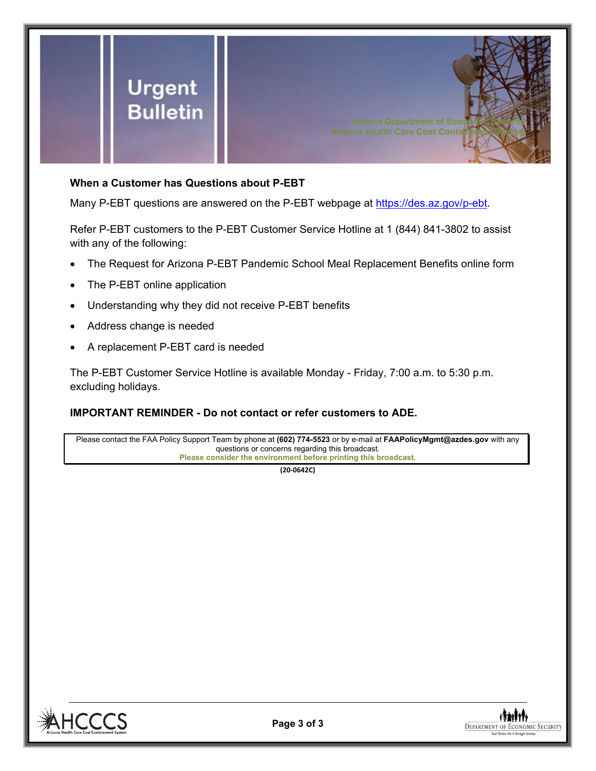# Urgent Bulletin

Arizona Department of Economic Security
Arizona Health Care Cost Containment System

**When a Customer has Questions about P-EBT**

Many P-EBT questions are answered on the P-EBT webpage at https://des.az.gov/p-ebt.

Refer P-EBT customers to the P-EBT Customer Service Hotline at 1 (844) 841-3802 to assist with any of the following:

- The Request for Arizona P-EBT Pandemic School Meal Replacement Benefits online form
- The P-EBT online application
- Understanding why they did not receive P-EBT benefits
- Address change is needed
- A replacement P-EBT card is needed

The P-EBT Customer Service Hotline is available Monday - Friday, 7:00 a.m. to 5:30 p.m. excluding holidays.

**IMPORTANT REMINDER - Do not contact or refer customers to ADE.**

Please contact the FAA Policy Support Team by phone at **(602) 774-5523** or by e-mail at **FAAPolicyMgmt@azdes.gov** with any questions or concerns regarding this broadcast.
**Please consider the environment before printing this broadcast.**

**(20-0642C)**